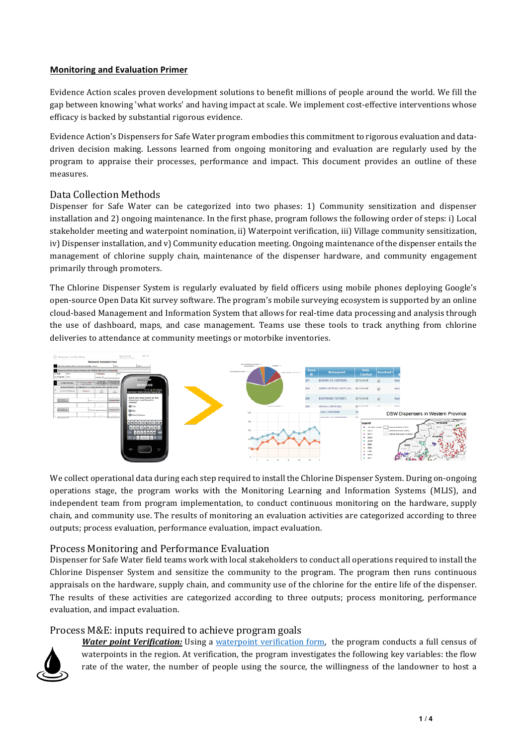# Monitoring and Evaluation Primer

Evidence Action scales proven development solutions to benefit millions of people around the world. We fill the gap between knowing 'what works' and having impact at scale. We implement cost-effective interventions whose efficacy is backed by substantial rigorous evidence.

Evidence Action's Dispensers for Safe Water program embodies this commitment to rigorous evaluation and data-driven decision making. Lessons learned from ongoing monitoring and evaluation are regularly used by the program to appraise their processes, performance and impact. This document provides an outline of these measures.

## Data Collection Methods

Dispenser for Safe Water can be categorized into two phases: 1) Community sensitization and dispenser installation and 2) ongoing maintenance. In the first phase, program follows the following order of steps: i) Local stakeholder meeting and waterpoint nomination, ii) Waterpoint verification, iii) Village community sensitization, iv) Dispenser installation, and v) Community education meeting. Ongoing maintenance of the dispenser entails the management of chlorine supply chain, maintenance of the dispenser hardware, and community engagement primarily through promoters.

The Chlorine Dispenser System is regularly evaluated by field officers using mobile phones deploying Google's open-source Open Data Kit survey software. The program's mobile surveying ecosystem is supported by an online cloud-based Management and Information System that allows for real-time data processing and analysis through the use of dashboard, maps, and case management. Teams use these tools to track anything from chlorine deliveries to attendance at community meetings or motorbike inventories.

We collect operational data during each step required to install the Chlorine Dispenser System. During on-ongoing operations stage, the program works with the Monitoring Learning and Information Systems (MLIS), and independent team from program implementation, to conduct continuous monitoring on the hardware, supply chain, and community use. The results of monitoring an evaluation activities are categorized according to three outputs; process evaluation, performance evaluation, impact evaluation.

## Process Monitoring and Performance Evaluation

Dispenser for Safe Water field teams work with local stakeholders to conduct all operations required to install the Chlorine Dispenser System and sensitize the community to the program. The program then runs continuous appraisals on the hardware, supply chain, and community use of the chlorine for the entire life of the dispenser. The results of these activities are categorized according to three outputs; process monitoring, performance evaluation, and impact evaluation.

## Process M&E: inputs required to achieve program goals

***Water point Verification:*** Using a [waterpoint verification form](), the program conducts a full census of waterpoints in the region. At verification, the program investigates the following key variables: the flow rate of the water, the number of people using the source, the willingness of the landowner to host a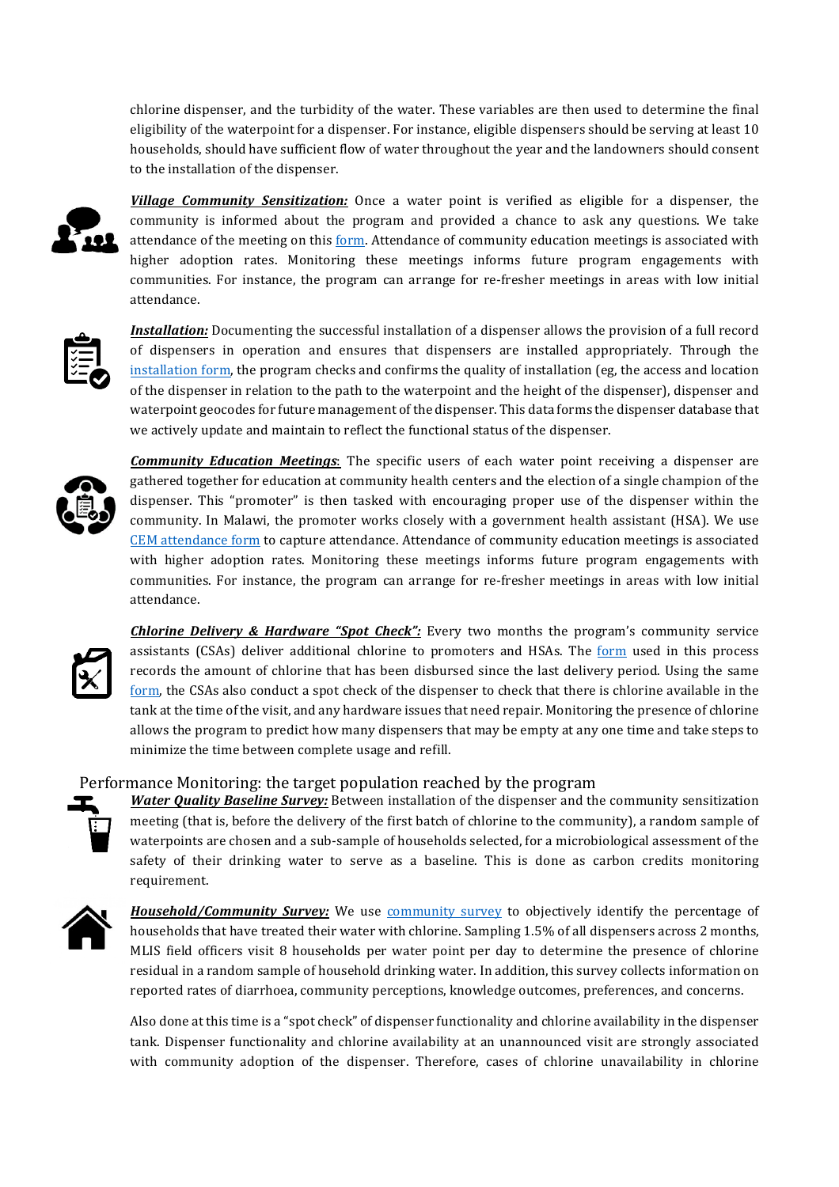chlorine dispenser, and the turbidity of the water. These variables are then used to determine the final eligibility of the waterpoint for a dispenser. For instance, eligible dispensers should be serving at least 10 households, should have sufficient flow of water throughout the year and the landowners should consent to the installation of the dispenser.

***Village Community Sensitization:*** Once a water point is verified as eligible for a dispenser, the community is informed about the program and provided a chance to ask any questions. We take attendance of the meeting on this form. Attendance of community education meetings is associated with higher adoption rates. Monitoring these meetings informs future program engagements with communities. For instance, the program can arrange for re-fresher meetings in areas with low initial attendance.

***Installation:*** Documenting the successful installation of a dispenser allows the provision of a full record of dispensers in operation and ensures that dispensers are installed appropriately. Through the installation form, the program checks and confirms the quality of installation (eg, the access and location of the dispenser in relation to the path to the waterpoint and the height of the dispenser), dispenser and waterpoint geocodes for future management of the dispenser. This data forms the dispenser database that we actively update and maintain to reflect the functional status of the dispenser.

***Community Education Meetings***: The specific users of each water point receiving a dispenser are gathered together for education at community health centers and the election of a single champion of the dispenser. This "promoter" is then tasked with encouraging proper use of the dispenser within the community. In Malawi, the promoter works closely with a government health assistant (HSA). We use CEM attendance form to capture attendance. Attendance of community education meetings is associated with higher adoption rates. Monitoring these meetings informs future program engagements with communities. For instance, the program can arrange for re-fresher meetings in areas with low initial attendance.

***Chlorine Delivery & Hardware "Spot Check":*** Every two months the program's community service assistants (CSAs) deliver additional chlorine to promoters and HSAs. The form used in this process records the amount of chlorine that has been disbursed since the last delivery period. Using the same form, the CSAs also conduct a spot check of the dispenser to check that there is chlorine available in the tank at the time of the visit, and any hardware issues that need repair. Monitoring the presence of chlorine allows the program to predict how many dispensers that may be empty at any one time and take steps to minimize the time between complete usage and refill.

## Performance Monitoring: the target population reached by the program

***Water Quality Baseline Survey:*** Between installation of the dispenser and the community sensitization meeting (that is, before the delivery of the first batch of chlorine to the community), a random sample of waterpoints are chosen and a sub-sample of households selected, for a microbiological assessment of the safety of their drinking water to serve as a baseline. This is done as carbon credits monitoring requirement.

***Household/Community Survey:*** We use community survey to objectively identify the percentage of households that have treated their water with chlorine. Sampling 1.5% of all dispensers across 2 months, MLIS field officers visit 8 households per water point per day to determine the presence of chlorine residual in a random sample of household drinking water. In addition, this survey collects information on reported rates of diarrhoea, community perceptions, knowledge outcomes, preferences, and concerns.

Also done at this time is a "spot check" of dispenser functionality and chlorine availability in the dispenser tank. Dispenser functionality and chlorine availability at an unannounced visit are strongly associated with community adoption of the dispenser. Therefore, cases of chlorine unavailability in chlorine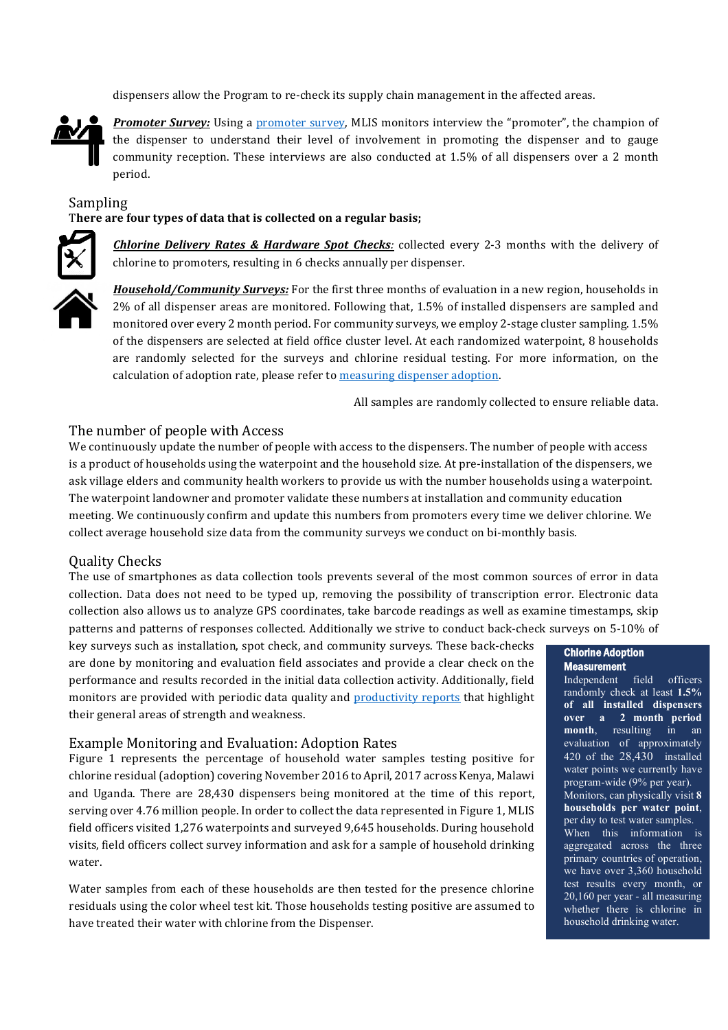dispensers allow the Program to re-check its supply chain management in the affected areas.

***Promoter Survey:*** Using a [promoter survey](), MLIS monitors interview the "promoter", the champion of the dispenser to understand their level of involvement in promoting the dispenser and to gauge community reception. These interviews are also conducted at 1.5% of all dispensers over a 2 month period.

## Sampling

**There are four types of data that is collected on a regular basis;**

***Chlorine Delivery Rates & Hardware Spot Checks:*** collected every 2-3 months with the delivery of chlorine to promoters, resulting in 6 checks annually per dispenser.

***Household/Community Surveys:*** For the first three months of evaluation in a new region, households in 2% of all dispenser areas are monitored. Following that, 1.5% of installed dispensers are sampled and monitored over every 2 month period. For community surveys, we employ 2-stage cluster sampling. 1.5% of the dispensers are selected at field office cluster level. At each randomized waterpoint, 8 households are randomly selected for the surveys and chlorine residual testing. For more information, on the calculation of adoption rate, please refer to [measuring dispenser adoption]().

All samples are randomly collected to ensure reliable data.

## The number of people with Access

We continuously update the number of people with access to the dispensers. The number of people with access is a product of households using the waterpoint and the household size. At pre-installation of the dispensers, we ask village elders and community health workers to provide us with the number households using a waterpoint. The waterpoint landowner and promoter validate these numbers at installation and community education meeting. We continuously confirm and update this numbers from promoters every time we deliver chlorine. We collect average household size data from the community surveys we conduct on bi-monthly basis.

## Quality Checks

The use of smartphones as data collection tools prevents several of the most common sources of error in data collection. Data does not need to be typed up, removing the possibility of transcription error. Electronic data collection also allows us to analyze GPS coordinates, take barcode readings as well as examine timestamps, skip patterns and patterns of responses collected. Additionally we strive to conduct back-check surveys on 5-10% of key surveys such as installation, spot check, and community surveys. These back-checks are done by monitoring and evaluation field associates and provide a clear check on the performance and results recorded in the initial data collection activity. Additionally, field monitors are provided with periodic data quality and [productivity reports]() that highlight their general areas of strength and weakness.

## Example Monitoring and Evaluation: Adoption Rates

Figure 1 represents the percentage of household water samples testing positive for chlorine residual (adoption) covering November 2016 to April, 2017 across Kenya, Malawi and Uganda. There are 28,430 dispensers being monitored at the time of this report, serving over 4.76 million people. In order to collect the data represented in Figure 1, MLIS field officers visited 1,276 waterpoints and surveyed 9,645 households. During household visits, field officers collect survey information and ask for a sample of household drinking water.

Water samples from each of these households are then tested for the presence chlorine residuals using the color wheel test kit. Those households testing positive are assumed to have treated their water with chlorine from the Dispenser.

**Chlorine Adoption Measurement**

Independent field officers randomly check at least **1.5% of all installed dispensers over a 2 month period month**, resulting in an evaluation of approximately 420 of the 28,430 installed water points we currently have program-wide (9% per year). Monitors, can physically visit **8 households per water point**, per day to test water samples. When this information is aggregated across the three primary countries of operation, we have over 3,360 household test results every month, or 20,160 per year - all measuring whether there is chlorine in household drinking water.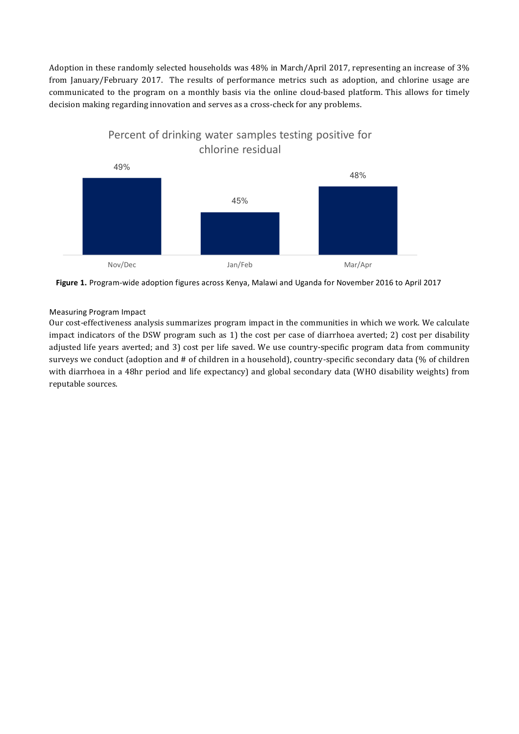Adoption in these randomly selected households was 48% in March/April 2017, representing an increase of 3% from January/February 2017. The results of performance metrics such as adoption, and chlorine usage are communicated to the program on a monthly basis via the online cloud-based platform. This allows for timely decision making regarding innovation and serves as a cross-check for any problems.

Percent of drinking water samples testing positive for chlorine residual

49%

45%

48%

Nov/Dec

Jan/Feb

Mar/Apr

**Figure 1.** Program-wide adoption figures across Kenya, Malawi and Uganda for November 2016 to April 2017

### Measuring Program Impact

Our cost-effectiveness analysis summarizes program impact in the communities in which we work. We calculate impact indicators of the DSW program such as 1) the cost per case of diarrhoea averted; 2) cost per disability adjusted life years averted; and 3) cost per life saved. We use country-specific program data from community surveys we conduct (adoption and # of children in a household), country-specific secondary data (% of children with diarrhoea in a 48hr period and life expectancy) and global secondary data (WHO disability weights) from reputable sources.